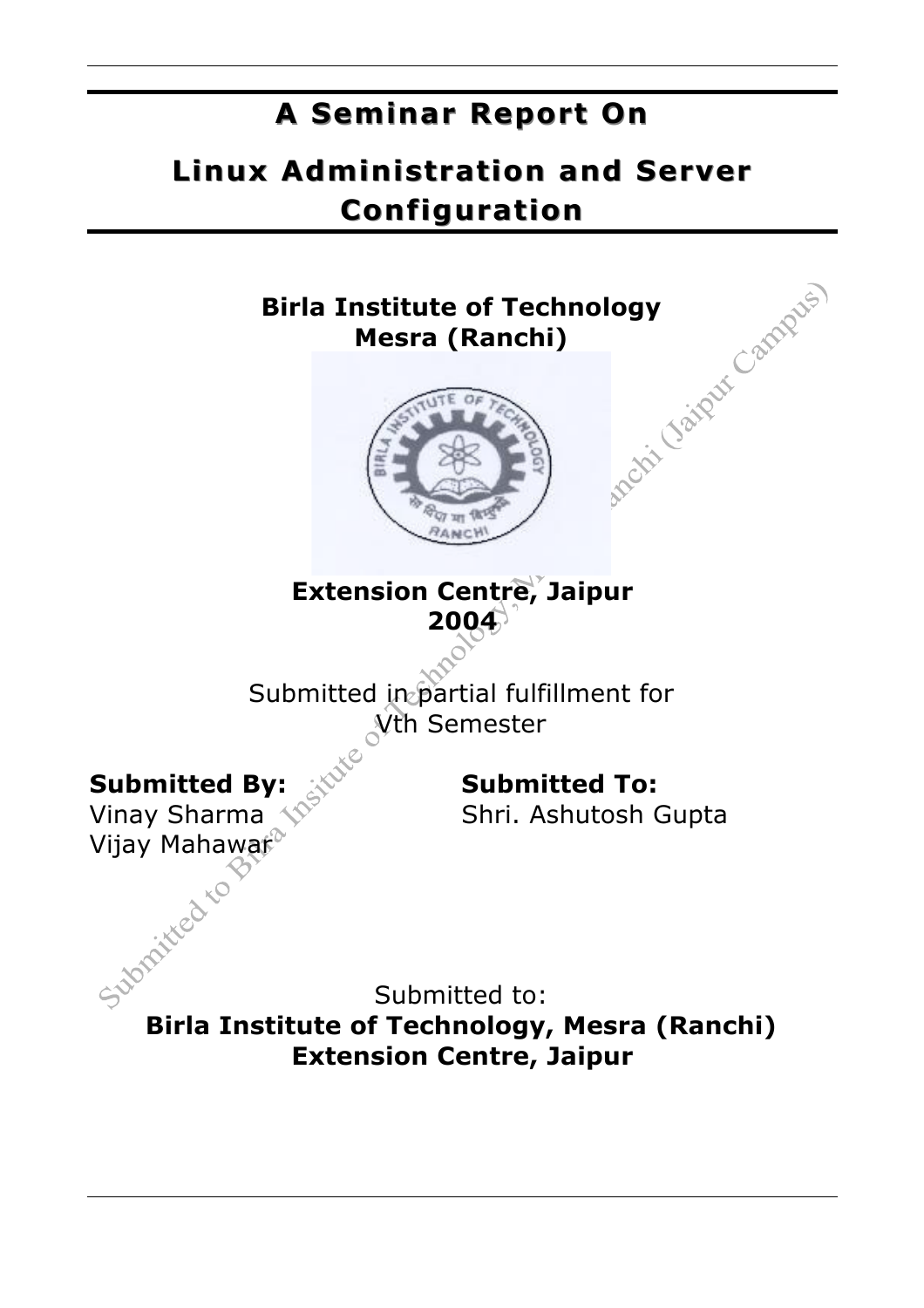# A Seminar Report On

# Linux Administration and Server Configuration

**Birla Institute of Technology**
**Mesra (Ranchi)**

**Extension Centre, Jaipur**
**2004**

Submitted in partial fulfillment for
Vth Semester

**Submitted By:**
Vinay Sharma
Vijay Mahawar

**Submitted To:**
Shri. Ashutosh Gupta

Submitted to:
**Birla Institute of Technology, Mesra (Ranchi)**
**Extension Centre, Jaipur**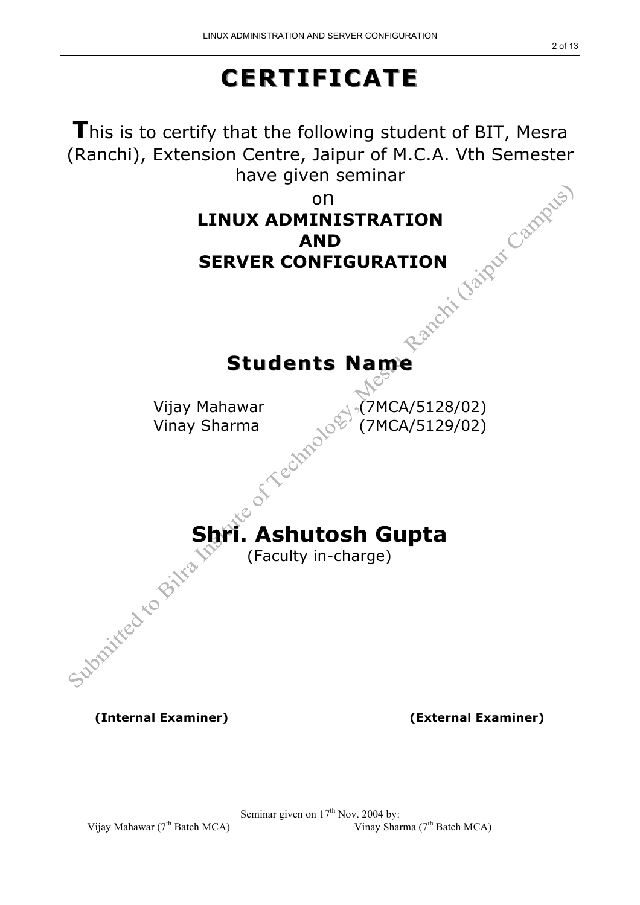# CERTIFICATE

**T**his is to certify that the following student of BIT, Mesra (Ranchi), Extension Centre, Jaipur of M.C.A. Vth Semester have given seminar

on

**LINUX ADMINISTRATION**
**AND**
**SERVER CONFIGURATION**

## Students Name

| | |
|---|---|
| Vijay Mahawar | (7MCA/5128/02) |
| Vinay Sharma | (7MCA/5129/02) |

## Shri. Ashutosh Gupta

(Faculty in-charge)

**(Internal Examiner)** **(External Examiner)**

Seminar given on 17th Nov. 2004 by:
Vijay Mahawar (7th Batch MCA) Vinay Sharma (7th Batch MCA)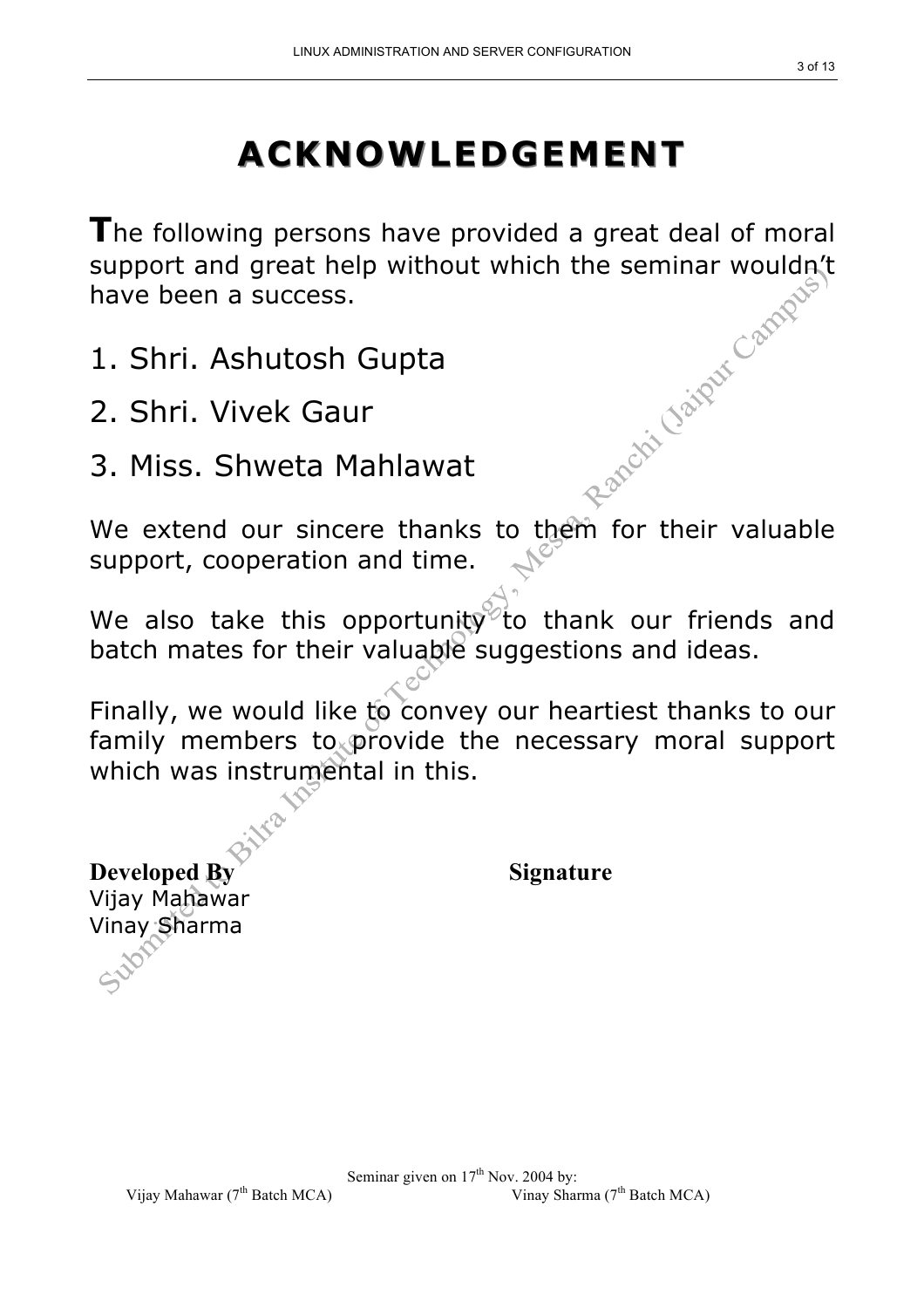# ACKNOWLEDGEMENT

The following persons have provided a great deal of moral support and great help without which the seminar wouldn't have been a success.

1. Shri. Ashutosh Gupta
2. Shri. Vivek Gaur
3. Miss. Shweta Mahlawat

We extend our sincere thanks to them for their valuable support, cooperation and time.

We also take this opportunity to thank our friends and batch mates for their valuable suggestions and ideas.

Finally, we would like to convey our heartiest thanks to our family members to provide the necessary moral support which was instrumental in this.

**Developed By** **Signature**

Vijay Mahawar
Vinay Sharma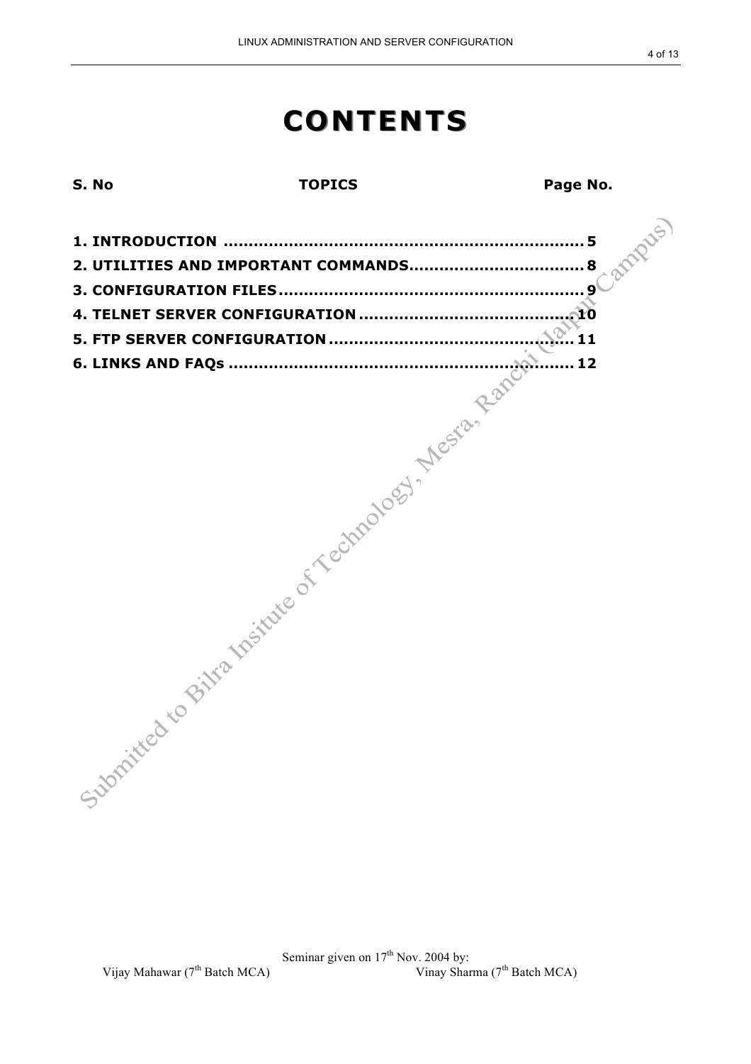# CONTENTS

| S. No | TOPICS | Page No. |
|---|---|---|
| 1. | INTRODUCTION | 5 |
| 2. | UTILITIES AND IMPORTANT COMMANDS | 8 |
| 3. | CONFIGURATION FILES | 9 |
| 4. | TELNET SERVER CONFIGURATION | 10 |
| 5. | FTP SERVER CONFIGURATION | 11 |
| 6. | LINKS AND FAQs | 12 |

Submitted to Bilra Insitute of Technology, Mesra, Ranchi (Jaipur Campus)

Seminar given on 17th Nov. 2004 by:
Vijay Mahawar (7th Batch MCA) Vinay Sharma (7th Batch MCA)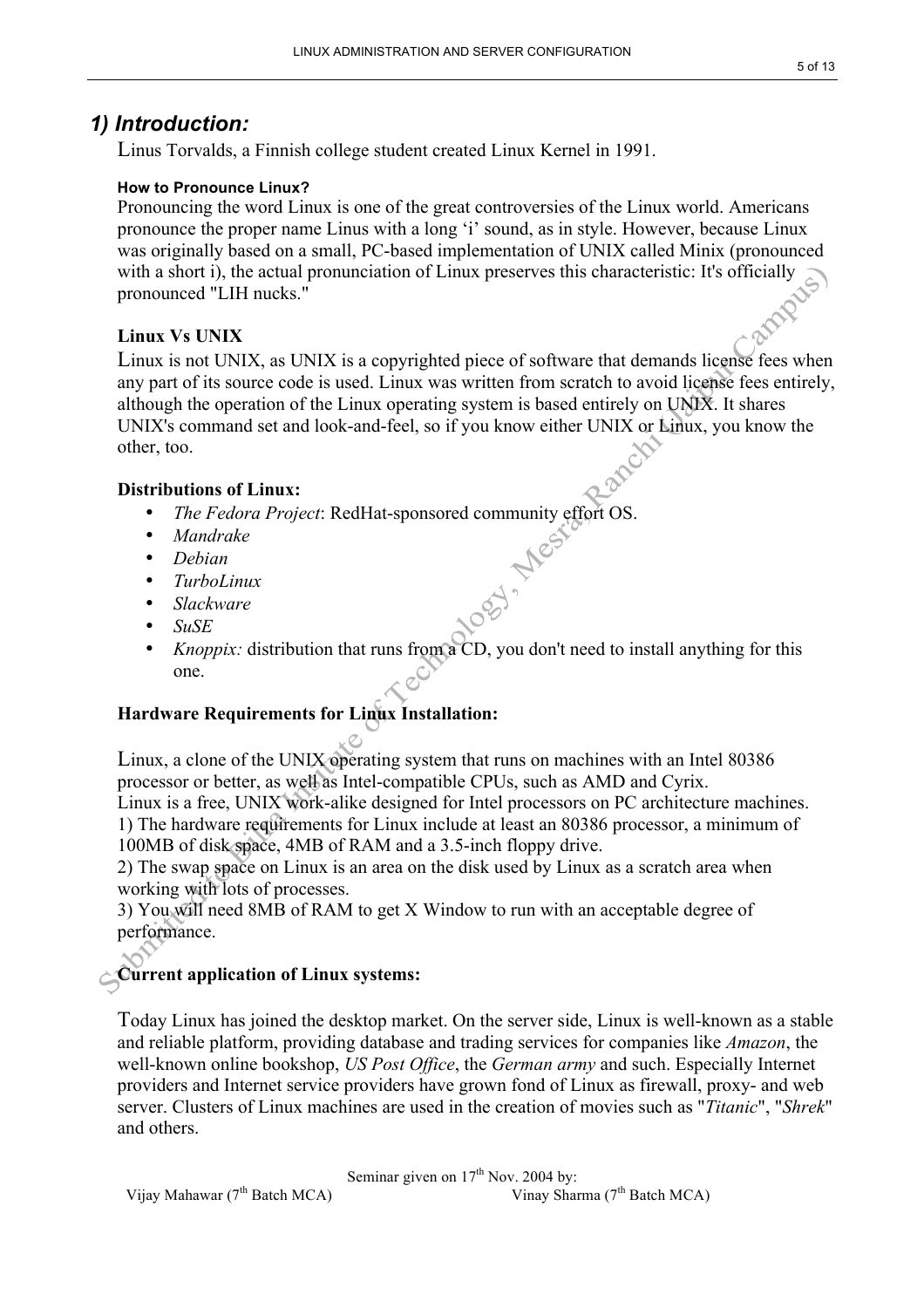## 1) Introduction:

Linus Torvalds, a Finnish college student created Linux Kernel in 1991.

#### How to Pronounce Linux?

Pronouncing the word Linux is one of the great controversies of the Linux world. Americans pronounce the proper name Linus with a long 'i' sound, as in style. However, because Linux was originally based on a small, PC-based implementation of UNIX called Minix (pronounced with a short i), the actual pronunciation of Linux preserves this characteristic: It's officially pronounced "LIH nucks."

### Linux Vs UNIX

Linux is not UNIX, as UNIX is a copyrighted piece of software that demands license fees when any part of its source code is used. Linux was written from scratch to avoid license fees entirely, although the operation of the Linux operating system is based entirely on UNIX. It shares UNIX's command set and look-and-feel, so if you know either UNIX or Linux, you know the other, too.

### Distributions of Linux:

- *The Fedora Project*: RedHat-sponsored community effort OS.
- *Mandrake*
- *Debian*
- *TurboLinux*
- *Slackware*
- *SuSE*
- *Knoppix:* distribution that runs from a CD, you don't need to install anything for this one.

### Hardware Requirements for Linux Installation:

Linux, a clone of the UNIX operating system that runs on machines with an Intel 80386 processor or better, as well as Intel-compatible CPUs, such as AMD and Cyrix.
Linux is a free, UNIX work-alike designed for Intel processors on PC architecture machines.
1) The hardware requirements for Linux include at least an 80386 processor, a minimum of 100MB of disk space, 4MB of RAM and a 3.5-inch floppy drive.
2) The swap space on Linux is an area on the disk used by Linux as a scratch area when working with lots of processes.
3) You will need 8MB of RAM to get X Window to run with an acceptable degree of performance.

### Current application of Linux systems:

Today Linux has joined the desktop market. On the server side, Linux is well-known as a stable and reliable platform, providing database and trading services for companies like *Amazon*, the well-known online bookshop, *US Post Office*, the *German army* and such. Especially Internet providers and Internet service providers have grown fond of Linux as firewall, proxy- and web server. Clusters of Linux machines are used in the creation of movies such as "*Titanic*", "*Shrek*" and others.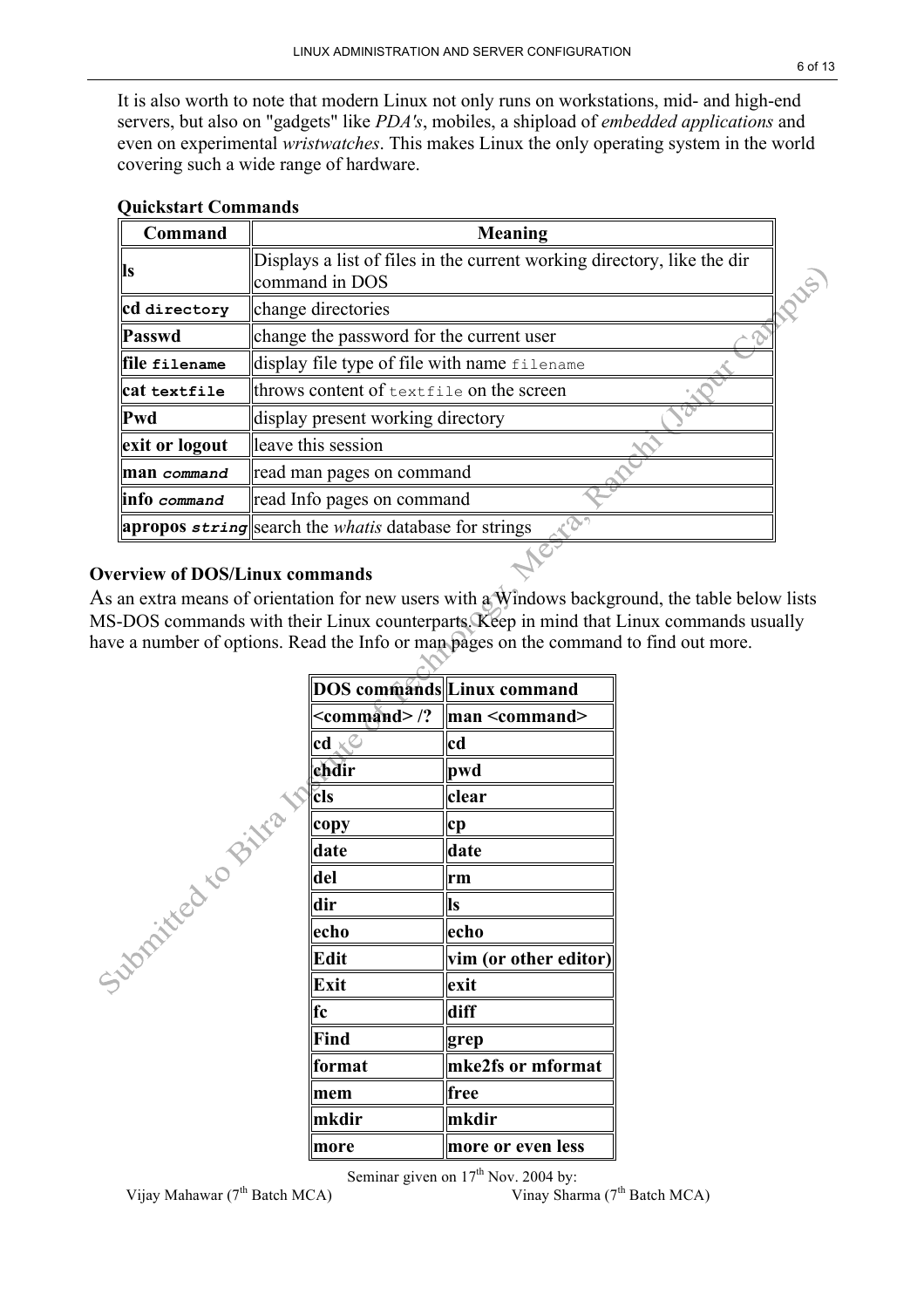It is also worth to note that modern Linux not only runs on workstations, mid- and high-end servers, but also on "gadgets" like *PDA's*, mobiles, a shipload of *embedded applications* and even on experimental *wristwatches*. This makes Linux the only operating system in the world covering such a wide range of hardware.

**Quickstart Commands**

| Command | Meaning |
|---|---|
| **ls** | Displays a list of files in the current working directory, like the dir command in DOS |
| **cd** `directory` | change directories |
| **Passwd** | change the password for the current user |
| **file** `filename` | display file type of file with name `filename` |
| **cat** `textfile` | throws content of `textfile` on the screen |
| **Pwd** | display present working directory |
| **exit or logout** | leave this session |
| **man** *`command`* | read man pages on command |
| **info** *`command`* | read Info pages on command |
| **apropos** *`string`* | search the *whatis* database for strings |

**Overview of DOS/Linux commands**

As an extra means of orientation for new users with a Windows background, the table below lists MS-DOS commands with their Linux counterparts. Keep in mind that Linux commands usually have a number of options. Read the Info or man pages on the command to find out more.

| DOS commands | Linux command |
|---|---|
| <command> /? | man <command> |
| cd | cd |
| chdir | pwd |
| cls | clear |
| copy | cp |
| date | date |
| del | rm |
| dir | ls |
| echo | echo |
| Edit | vim (or other editor) |
| Exit | exit |
| fc | diff |
| Find | grep |
| format | mke2fs or mformat |
| mem | free |
| mkdir | mkdir |
| more | more or even less |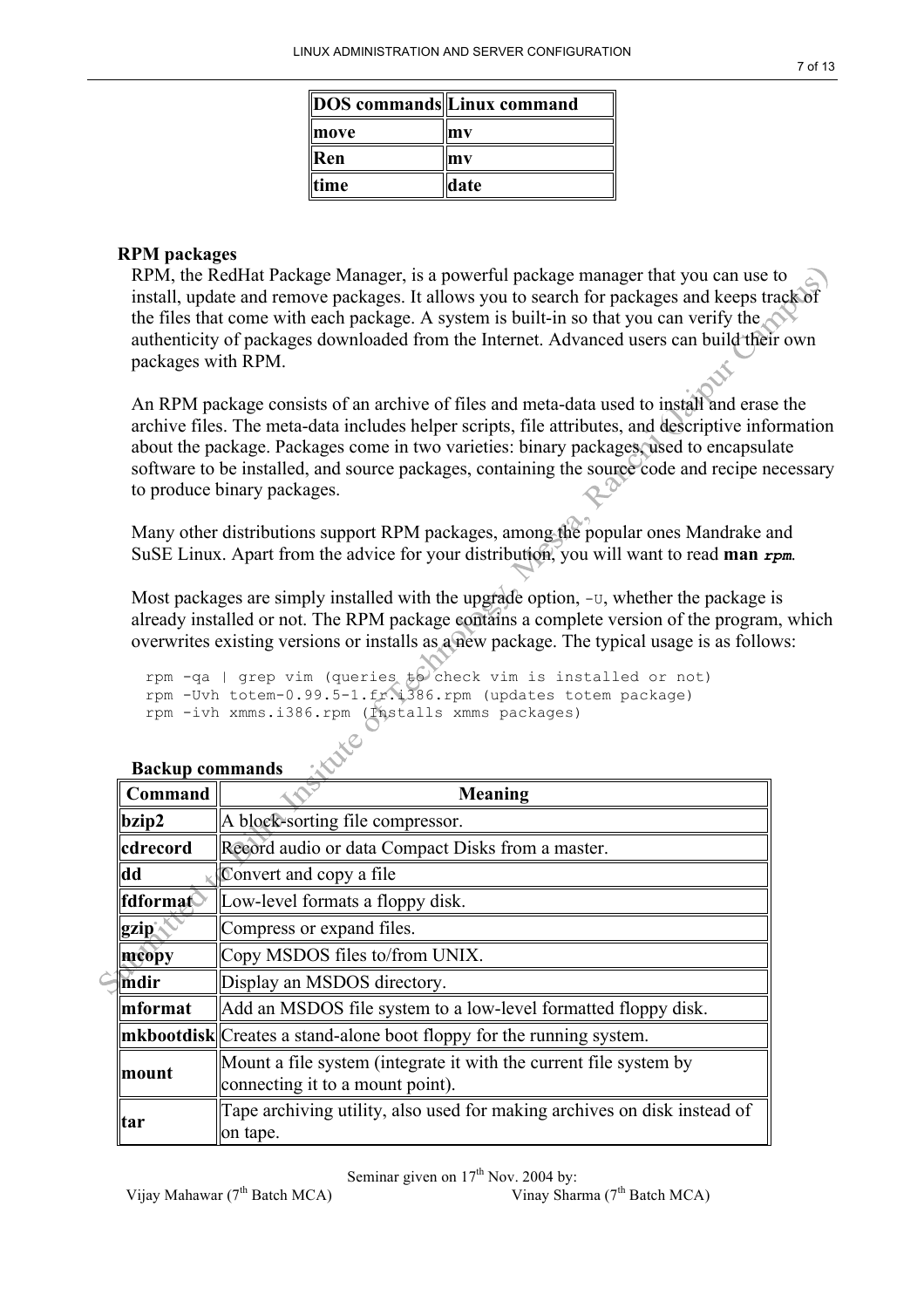| DOS commands | Linux command |
| --- | --- |
| move | mv |
| Ren | mv |
| time | date |

### RPM packages

RPM, the RedHat Package Manager, is a powerful package manager that you can use to install, update and remove packages. It allows you to search for packages and keeps track of the files that come with each package. A system is built-in so that you can verify the authenticity of packages downloaded from the Internet. Advanced users can build their own packages with RPM.

An RPM package consists of an archive of files and meta-data used to install and erase the archive files. The meta-data includes helper scripts, file attributes, and descriptive information about the package. Packages come in two varieties: binary packages, used to encapsulate software to be installed, and source packages, containing the source code and recipe necessary to produce binary packages.

Many other distributions support RPM packages, among the popular ones Mandrake and SuSE Linux. Apart from the advice for your distribution, you will want to read **man *rpm***.

Most packages are simply installed with the upgrade option, `-U`, whether the package is already installed or not. The RPM package contains a complete version of the program, which overwrites existing versions or installs as a new package. The typical usage is as follows:

```
rpm -qa | grep vim (queries to check vim is installed or not)
rpm -Uvh totem-0.99.5-1.fr.i386.rpm (updates totem package)
rpm -ivh xmms.i386.rpm (Installs xmms packages)
```

### Backup commands

| Command | Meaning |
| --- | --- |
| **bzip2** | A block-sorting file compressor. |
| **cdrecord** | Record audio or data Compact Disks from a master. |
| **dd** | Convert and copy a file |
| **fdformat** | Low-level formats a floppy disk. |
| **gzip** | Compress or expand files. |
| **mcopy** | Copy MSDOS files to/from UNIX. |
| **mdir** | Display an MSDOS directory. |
| **mformat** | Add an MSDOS file system to a low-level formatted floppy disk. |
| **mkbootdisk** | Creates a stand-alone boot floppy for the running system. |
| **mount** | Mount a file system (integrate it with the current file system by connecting it to a mount point). |
| **tar** | Tape archiving utility, also used for making archives on disk instead of on tape. |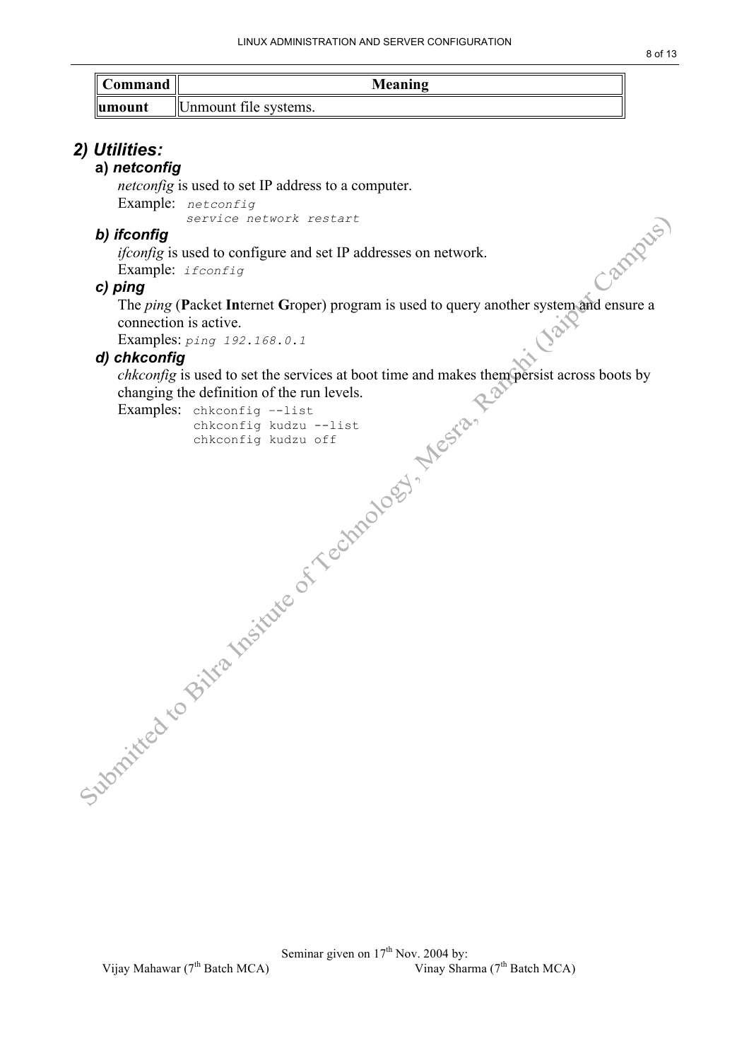| Command | Meaning |
|---|---|
| **umount** | Unmount file systems. |

## 2) Utilities:

### a) *netconfig*

*netconfig* is used to set IP address to a computer.

Example:
```
netconfig
service network restart
```

### b) *ifconfig*

*ifconfig* is used to configure and set IP addresses on network.

Example:
```
ifconfig
```

### c) *ping*

The *ping* (**P**acket **In**ternet **G**roper) program is used to query another system and ensure a connection is active.

Examples:
```
ping 192.168.0.1
```

### d) *chkconfig*

*chkconfig* is used to set the services at boot time and makes them persist across boots by changing the definition of the run levels.

Examples:
```
chkconfig --list
chkconfig kudzu --list
chkconfig kudzu off
```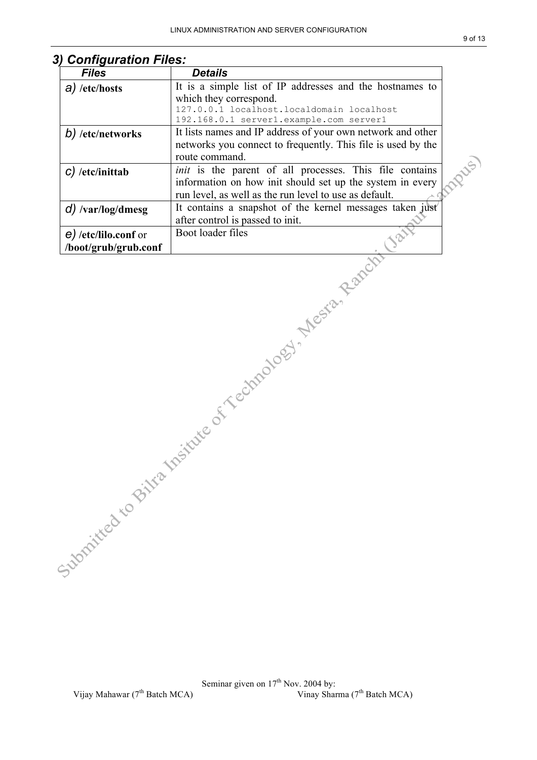## 3) Configuration Files:

| *Files* | *Details* |
|---|---|
| *a)* **/etc/hosts** | It is a simple list of IP addresses and the hostnames to which they correspond.<br>`127.0.0.1 localhost.localdomain localhost`<br>`192.168.0.1 server1.example.com server1` |
| *b)* **/etc/networks** | It lists names and IP address of your own network and other networks you connect to frequently. This file is used by the route command. |
| *c)* **/etc/inittab** | *init* is the parent of all processes. This file contains information on how init should set up the system in every run level, as well as the run level to use as default. |
| *d)* **/var/log/dmesg** | It contains a snapshot of the kernel messages taken just after control is passed to init. |
| *e)* **/etc/lilo.conf** or **/boot/grub/grub.conf** | Boot loader files |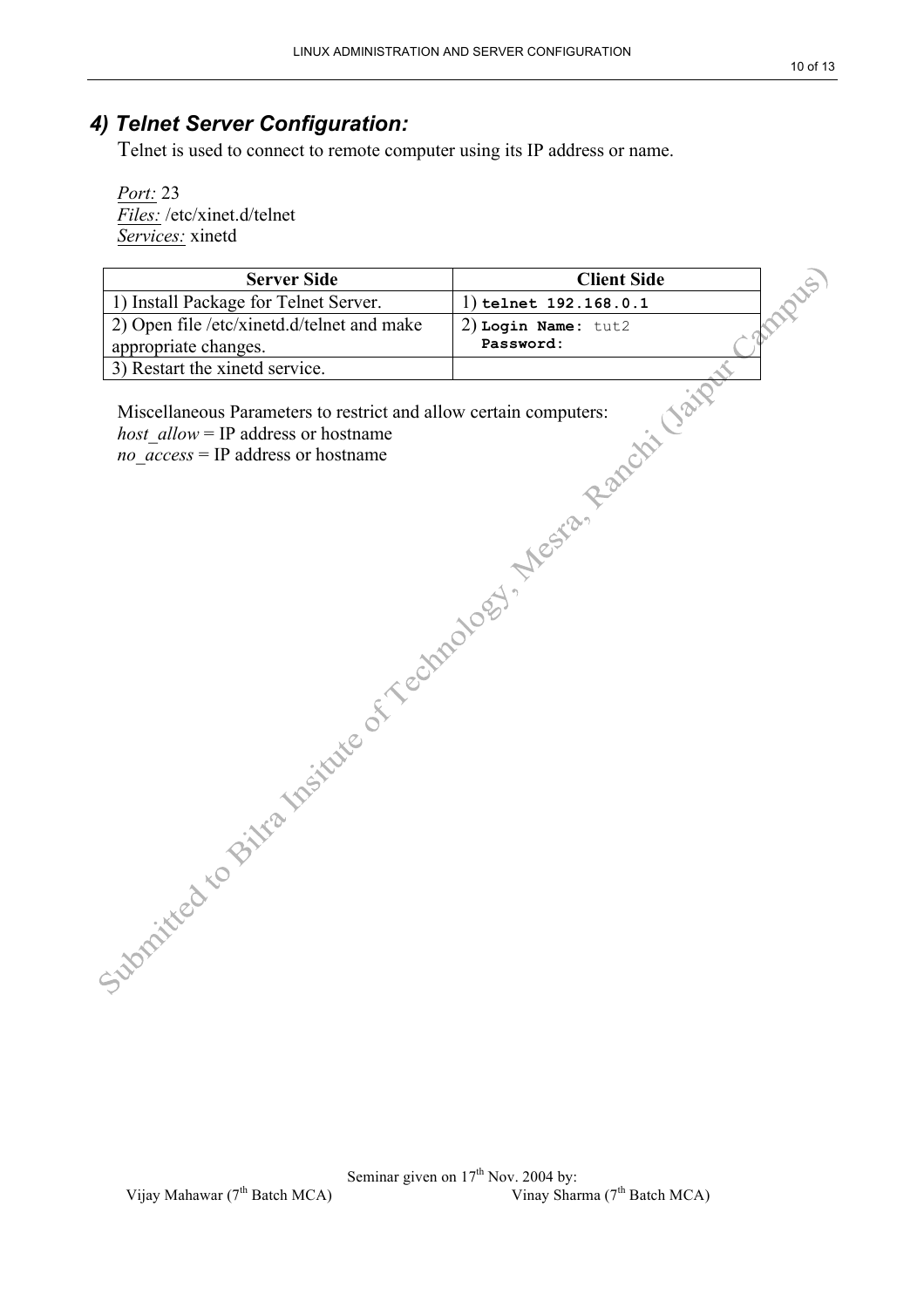## 4) Telnet Server Configuration:

Telnet is used to connect to remote computer using its IP address or name.

*Port:* 23
*Files:* /etc/xinet.d/telnet
*Services:* xinetd

| Server Side | Client Side |
|---|---|
| 1) Install Package for Telnet Server. | 1) **telnet 192.168.0.1** |
| 2) Open file /etc/xinetd.d/telnet and make appropriate changes. | 2) **Login Name:** tut2<br>**Password:** |
| 3) Restart the xinetd service. | |

Miscellaneous Parameters to restrict and allow certain computers:
*host_allow* = IP address or hostname
*no_access* = IP address or hostname

Seminar given on 17th Nov. 2004 by:
Vijay Mahawar (7th Batch MCA) Vinay Sharma (7th Batch MCA)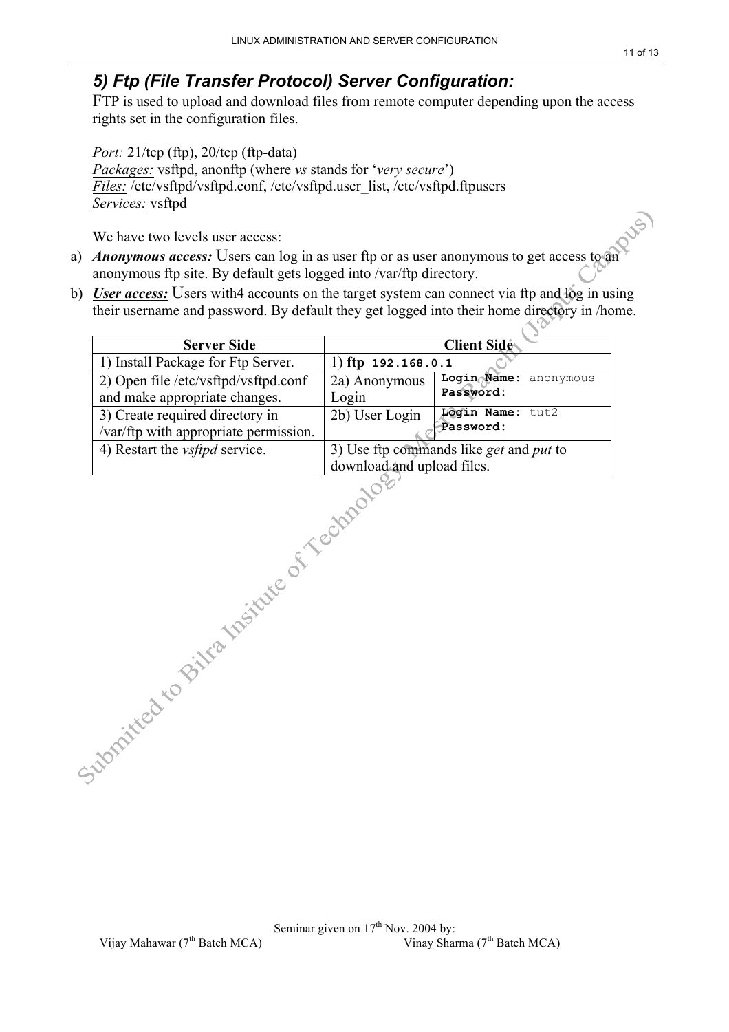## *5) Ftp (File Transfer Protocol) Server Configuration:*

FTP is used to upload and download files from remote computer depending upon the access rights set in the configuration files.

*Port:* 21/tcp (ftp), 20/tcp (ftp-data)
*Packages:* vsftpd, anonftp (where *vs* stands for '*very secure*')
*Files:* /etc/vsftpd/vsftpd.conf, /etc/vsftpd.user_list, /etc/vsftpd.ftpusers
*Services:* vsftpd

We have two levels user access:

a) ***Anonymous access:*** Users can log in as user ftp or as user anonymous to get access to an anonymous ftp site. By default gets logged into /var/ftp directory.
b) ***User access:*** Users with4 accounts on the target system can connect via ftp and log in using their username and password. By default they get logged into their home directory in /home.

| Server Side | Client Side | |
|---|---|---|
| 1) Install Package for Ftp Server. | 1) **ftp** `192.168.0.1` | |
| 2) Open file /etc/vsftpd/vsftpd.conf and make appropriate changes. | 2a) Anonymous Login | **Login Name:** anonymous **Password:** |
| 3) Create required directory in /var/ftp with appropriate permission. | 2b) User Login | **Login Name:** tut2 **Password:** |
| 4) Restart the *vsftpd* service. | 3) Use ftp commands like *get* and *put* to download and upload files. | |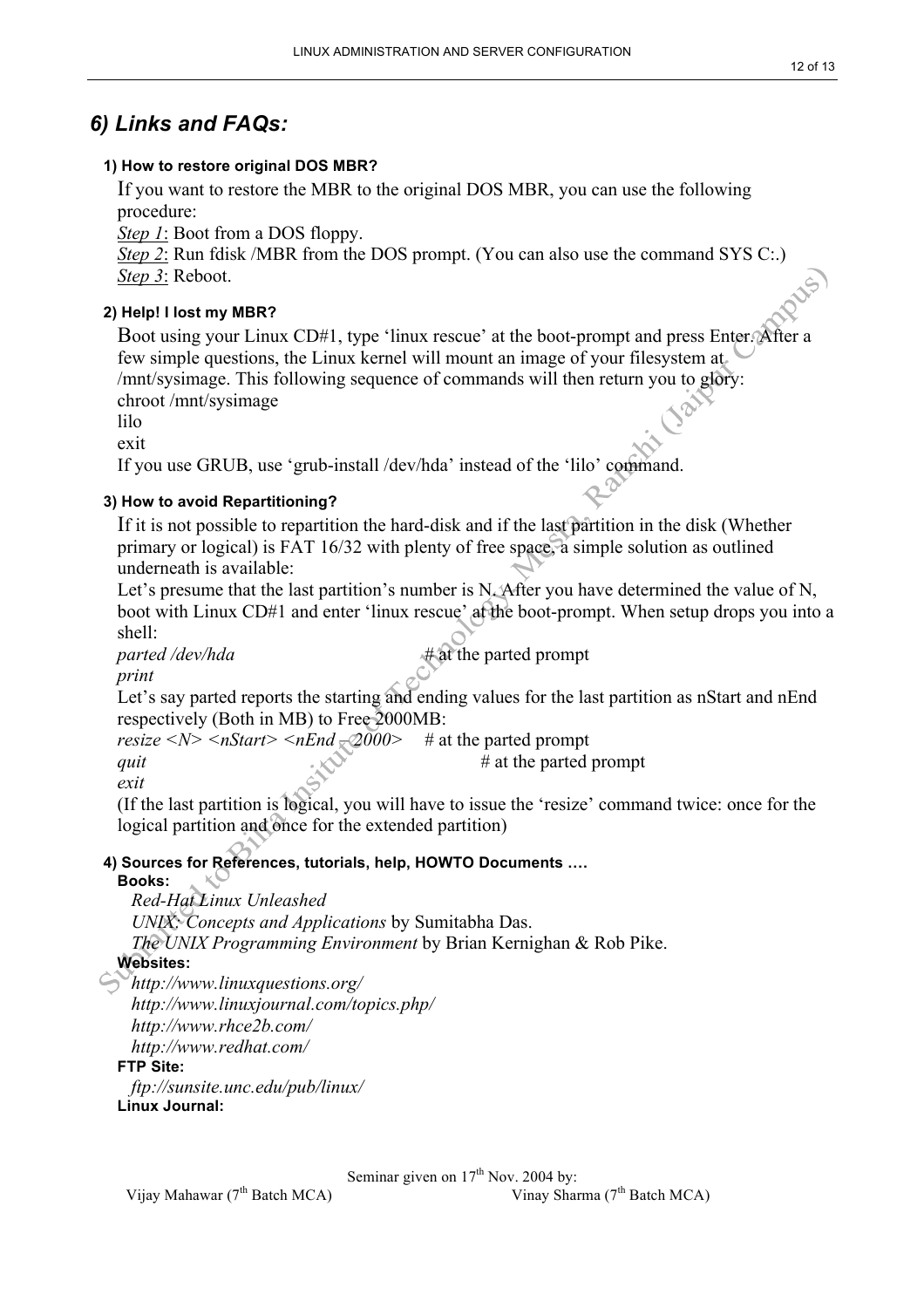## 6) Links and FAQs:

#### 1) How to restore original DOS MBR?

If you want to restore the MBR to the original DOS MBR, you can use the following procedure:

*Step 1*: Boot from a DOS floppy.
*Step 2*: Run fdisk /MBR from the DOS prompt. (You can also use the command SYS C:.)
*Step 3*: Reboot.

#### 2) Help! I lost my MBR?

Boot using your Linux CD#1, type 'linux rescue' at the boot-prompt and press Enter. After a few simple questions, the Linux kernel will mount an image of your filesystem at /mnt/sysimage. This following sequence of commands will then return you to glory:

```
chroot /mnt/sysimage
lilo
exit
```

If you use GRUB, use 'grub-install /dev/hda' instead of the 'lilo' command.

#### 3) How to avoid Repartitioning?

If it is not possible to repartition the hard-disk and if the last partition in the disk (Whether primary or logical) is FAT 16/32 with plenty of free space, a simple solution as outlined underneath is available:

Let's presume that the last partition's number is N. After you have determined the value of N, boot with Linux CD#1 and enter 'linux rescue' at the boot-prompt. When setup drops you into a shell:

```
parted /dev/hda                    # at the parted prompt
print
```

Let's say parted reports the starting and ending values for the last partition as nStart and nEnd respectively (Both in MB) to Free 2000MB:

```
resize <N> <nStart> <nEnd – 2000>    # at the parted prompt
quit                                 # at the parted prompt
exit
```

(If the last partition is logical, you will have to issue the 'resize' command twice: once for the logical partition and once for the extended partition)

#### 4) Sources for References, tutorials, help, HOWTO Documents ….

**Books:**

*Red-Hat Linux Unleashed*
*UNIX: Concepts and Applications* by Sumitabha Das.
*The UNIX Programming Environment* by Brian Kernighan & Rob Pike.

**Websites:**

*http://www.linuxquestions.org/*
*http://www.linuxjournal.com/topics.php/*
*http://www.rhce2b.com/*
*http://www.redhat.com/*

**FTP Site:**

*ftp://sunsite.unc.edu/pub/linux/*

**Linux Journal:**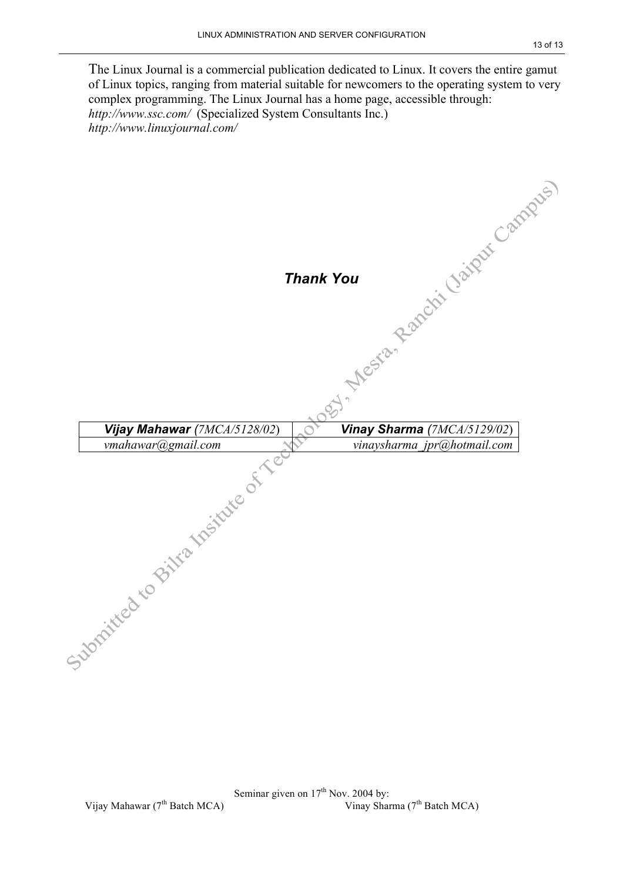The Linux Journal is a commercial publication dedicated to Linux. It covers the entire gamut of Linux topics, ranging from material suitable for newcomers to the operating system to very complex programming. The Linux Journal has a home page, accessible through:
*http://www.ssc.com/* (Specialized System Consultants Inc.)
*http://www.linuxjournal.com/*

***Thank You***

| | |
|---|---|
| ***Vijay Mahawar*** (*7MCA/5128/02*) | ***Vinay Sharma*** (*7MCA/5129/02*) |
| *vmahawar@gmail.com* | *vinaysharma_jpr@hotmail.com* |

Submitted to Bilra Insitute of Technology, Mesra, Ranchi (Jaipur Campus)

Seminar given on 17th Nov. 2004 by:
Vijay Mahawar (7th Batch MCA) Vinay Sharma (7th Batch MCA)